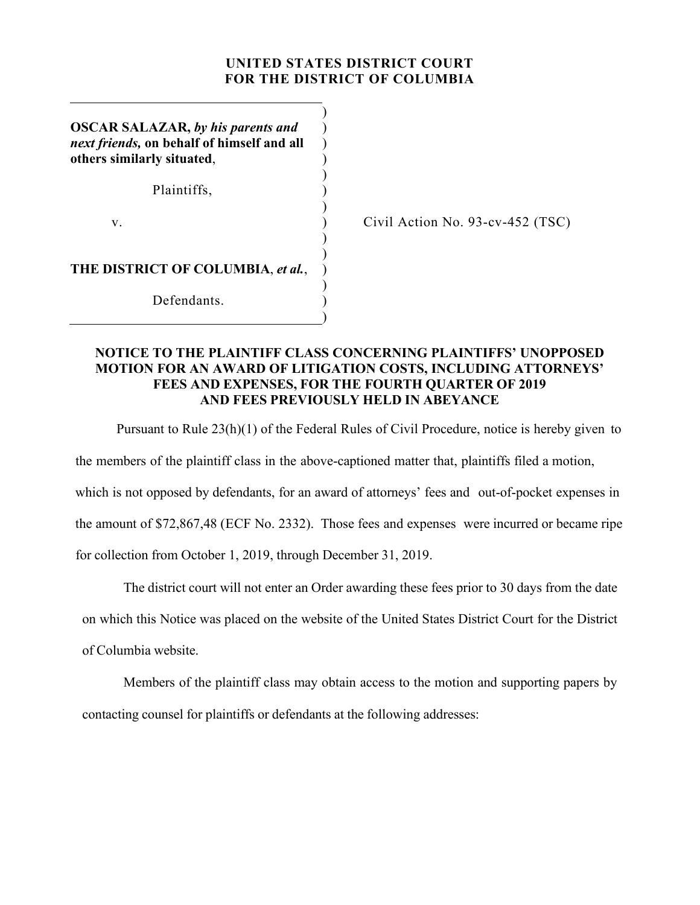**UNITED STATES DISTRICT COURT**
**FOR THE DISTRICT OF COLUMBIA**

**OSCAR SALAZAR,** ***by his parents and next friends,*** **on behalf of himself and all others similarly situated**,

Plaintiffs,

v.

**THE DISTRICT OF COLUMBIA**, ***et al.***,

Defendants.

Civil Action No. 93-cv-452 (TSC)

**NOTICE TO THE PLAINTIFF CLASS CONCERNING PLAINTIFFS' UNOPPOSED MOTION FOR AN AWARD OF LITIGATION COSTS, INCLUDING ATTORNEYS' FEES AND EXPENSES, FOR THE FOURTH QUARTER OF 2019 AND FEES PREVIOUSLY HELD IN ABEYANCE**

Pursuant to Rule 23(h)(1) of the Federal Rules of Civil Procedure, notice is hereby given to the members of the plaintiff class in the above-captioned matter that, plaintiffs filed a motion, which is not opposed by defendants, for an award of attorneys' fees and out-of-pocket expenses in the amount of $72,867,48 (ECF No. 2332). Those fees and expenses were incurred or became ripe for collection from October 1, 2019, through December 31, 2019.

The district court will not enter an Order awarding these fees prior to 30 days from the date on which this Notice was placed on the website of the United States District Court for the District of Columbia website.

Members of the plaintiff class may obtain access to the motion and supporting papers by contacting counsel for plaintiffs or defendants at the following addresses: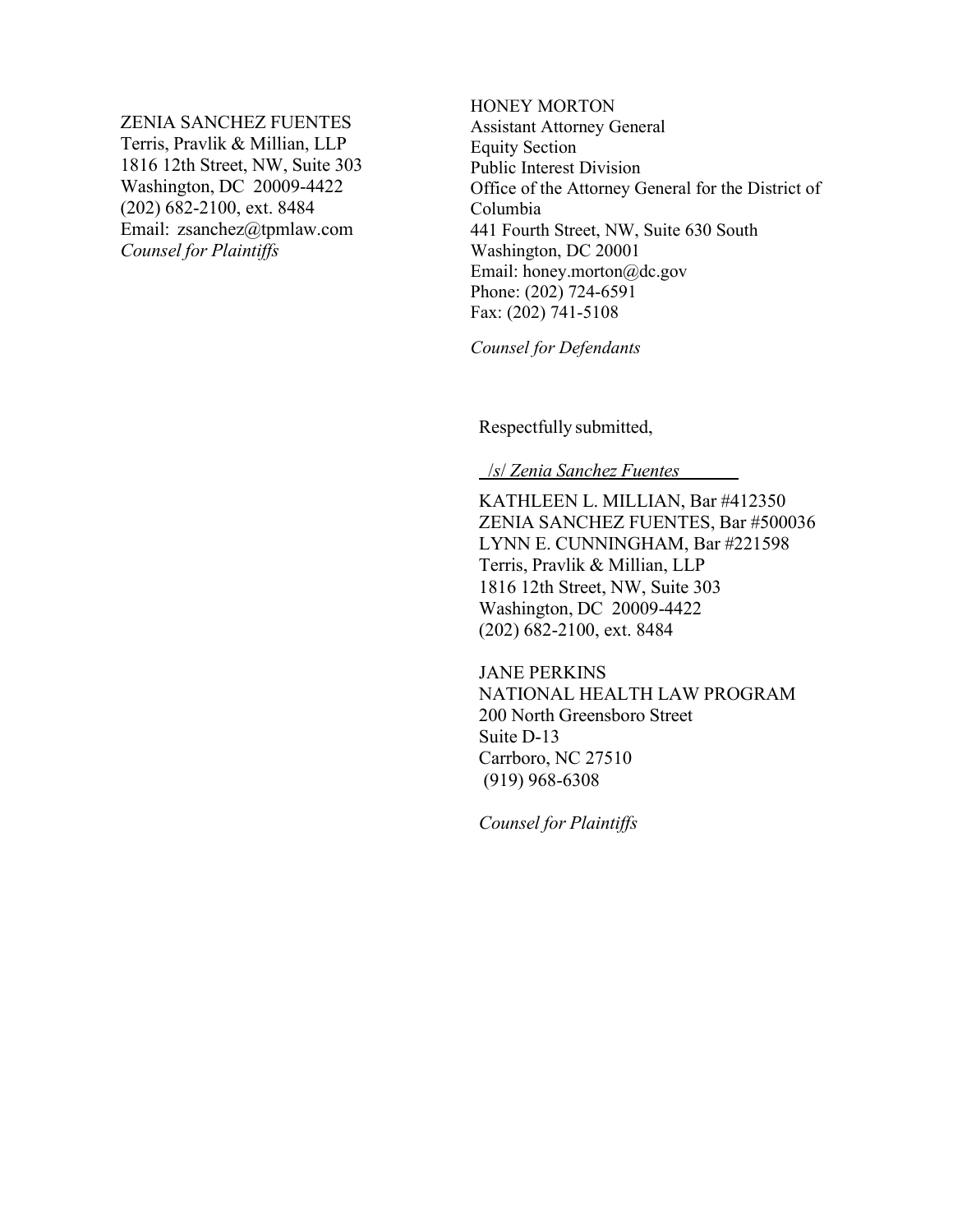ZENIA SANCHEZ FUENTES
Terris, Pravlik & Millian, LLP
1816 12th Street, NW, Suite 303
Washington, DC 20009-4422
(202) 682-2100, ext. 8484
Email: zsanchez@tpmlaw.com
*Counsel for Plaintiffs*

HONEY MORTON
Assistant Attorney General
Equity Section
Public Interest Division
Office of the Attorney General for the District of Columbia
441 Fourth Street, NW, Suite 630 South
Washington, DC 20001
Email: honey.morton@dc.gov
Phone: (202) 724-6591
Fax: (202) 741-5108

*Counsel for Defendants*

Respectfully submitted,

/s/ *Zenia Sanchez Fuentes*

KATHLEEN L. MILLIAN, Bar #412350
ZENIA SANCHEZ FUENTES, Bar #500036
LYNN E. CUNNINGHAM, Bar #221598
Terris, Pravlik & Millian, LLP
1816 12th Street, NW, Suite 303
Washington, DC 20009-4422
(202) 682-2100, ext. 8484

JANE PERKINS
NATIONAL HEALTH LAW PROGRAM
200 North Greensboro Street
Suite D-13
Carrboro, NC 27510
(919) 968-6308

*Counsel for Plaintiffs*